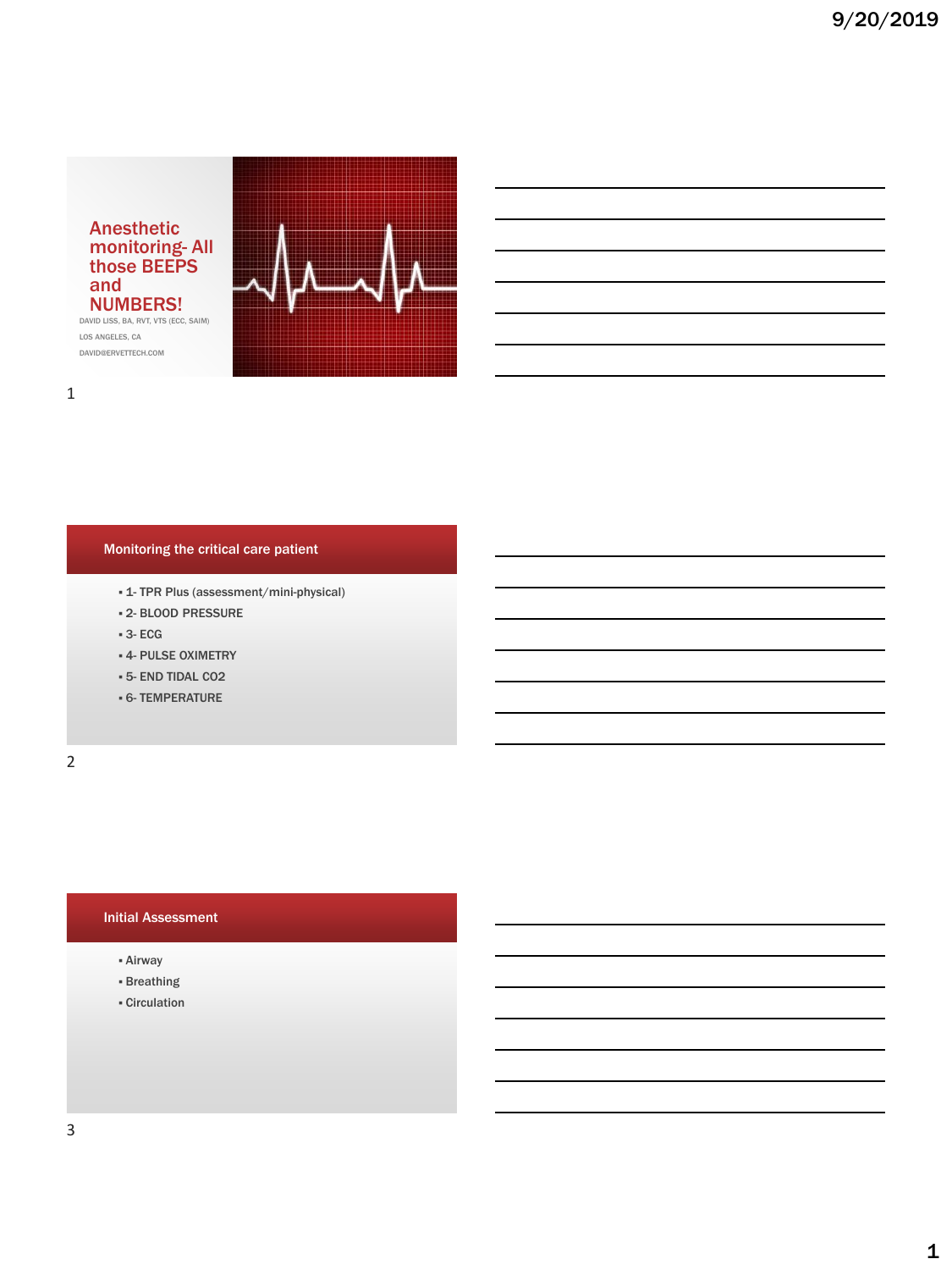# Anesthetic monitoring- All those BEEPS and NUMBERS!

DAVID LISS, BA, RVT, VTS (ECC, SAIM)

LOS ANGELES, CA

DAVID@ERVETTECH.COM

## Monitoring the critical care patient

- 1- TPR Plus (assessment/mini-physical)
- 2- BLOOD PRESSURE
- 3- ECG
- 4- PULSE OXIMETRY
- 5- END TIDAL CO2
- 6- TEMPERATURE

## Initial Assessment

- Airway
- Breathing
- Circulation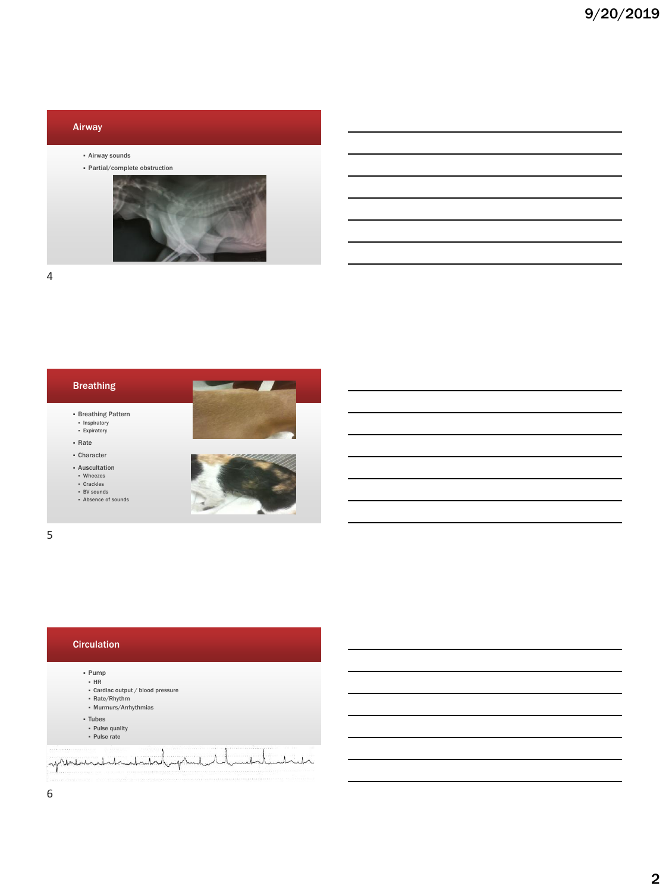## Airway

- Airway sounds
- Partial/complete obstruction

## Breathing

- Breathing Pattern
  - Inspiratory
  - Expiratory
- Rate
- Character
- Auscultation
  - Wheezes
  - Crackles
  - BV sounds
  - Absence of sounds

## Circulation

- Pump
  - HR
  - Cardiac output / blood pressure
  - Rate/Rhythm
  - Murmurs/Arrhythmias
- Tubes
  - Pulse quality
  - Pulse rate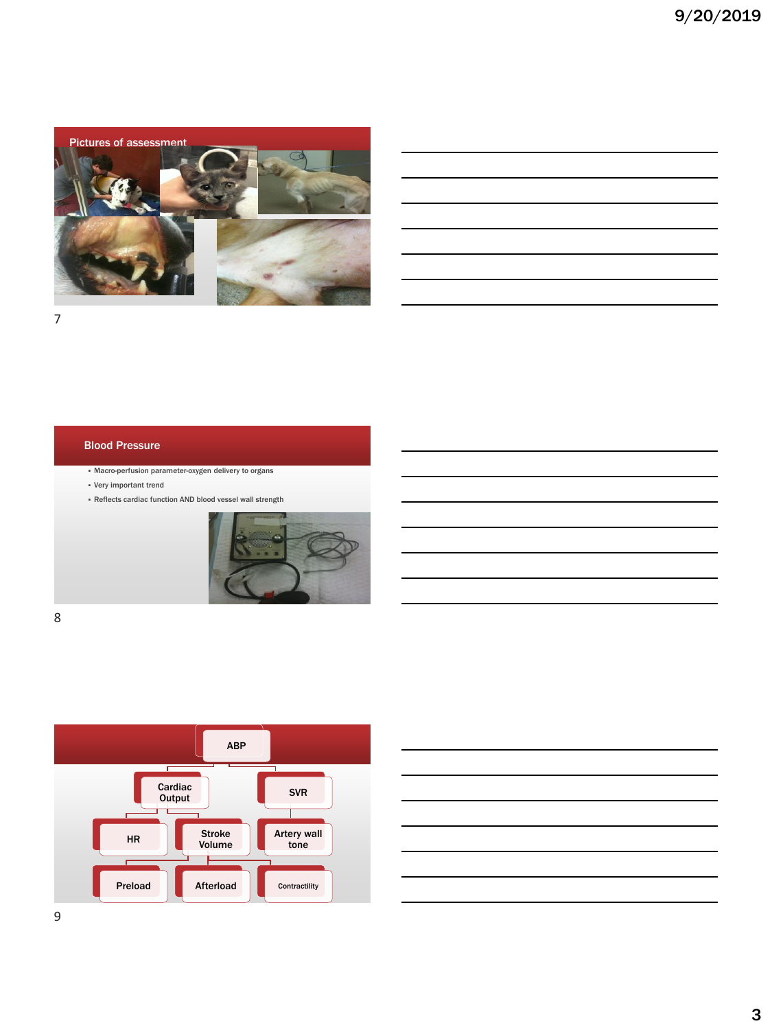## Pictures of assessment

## Blood Pressure

- Macro-perfusion parameter-oxygen delivery to organs
- Very important trend
- Reflects cardiac function AND blood vessel wall strength

ABP

- Cardiac Output
  - HR
  - Stroke Volume
    - Preload
    - Afterload
    - Contractility
- SVR
  - Artery wall tone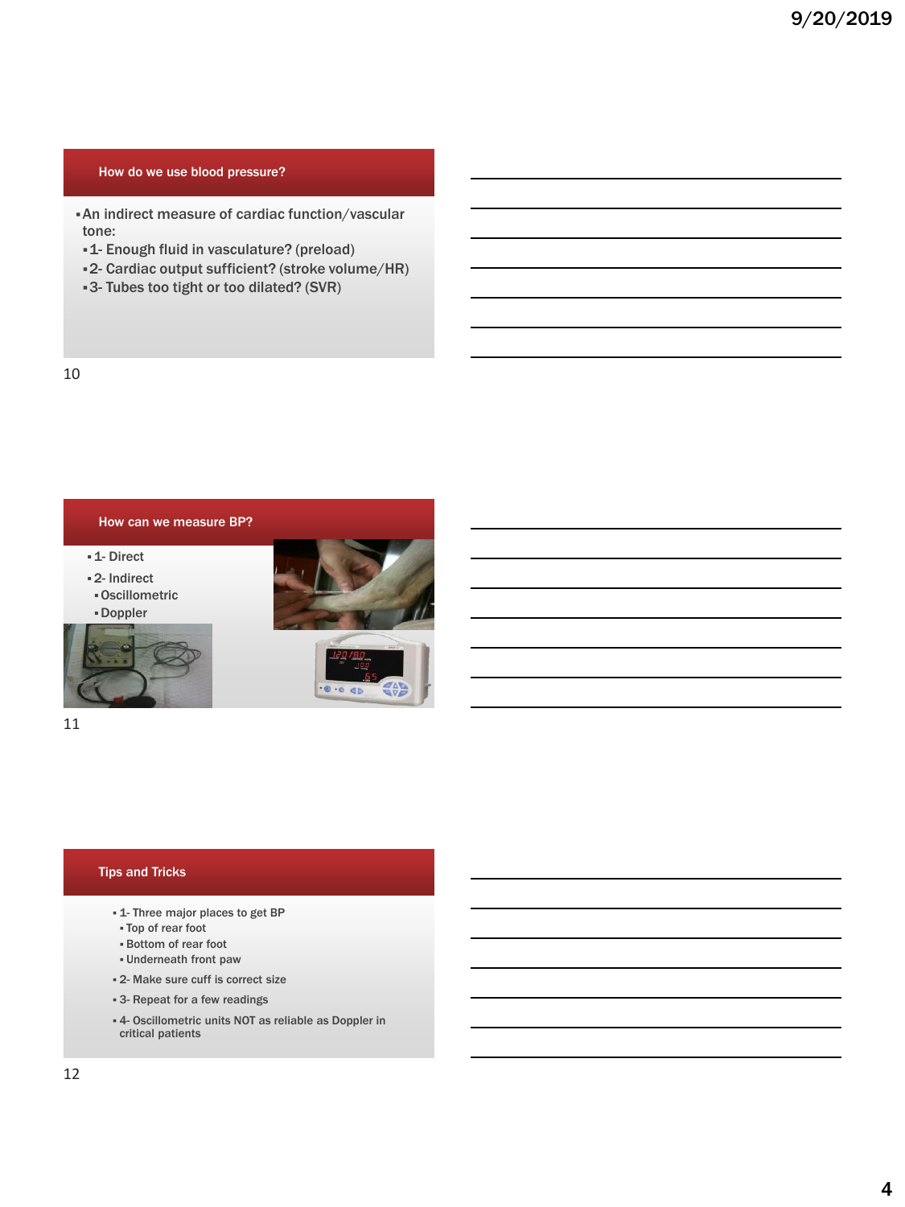## How do we use blood pressure?

- An indirect measure of cardiac function/vascular tone:
  - 1- Enough fluid in vasculature? (preload)
  - 2- Cardiac output sufficient? (stroke volume/HR)
  - 3- Tubes too tight or too dilated? (SVR)

## How can we measure BP?

- 1- Direct
- 2- Indirect
  - Oscillometric
  - Doppler

## Tips and Tricks

- 1- Three major places to get BP
  - Top of rear foot
  - Bottom of rear foot
  - Underneath front paw
- 2- Make sure cuff is correct size
- 3- Repeat for a few readings
- 4- Oscillometric units NOT as reliable as Doppler in critical patients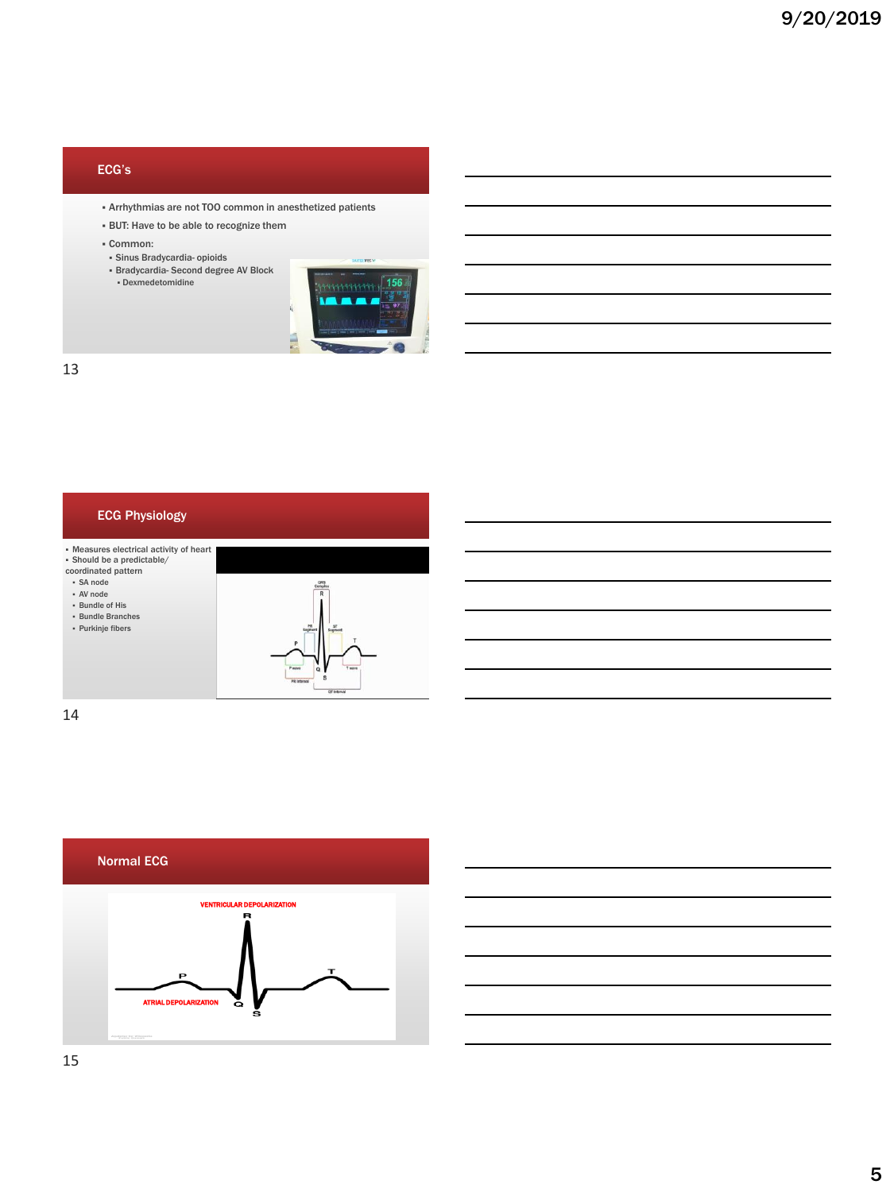## ECG's

- Arrhythmias are not TOO common in anesthetized patients
- BUT: Have to be able to recognize them
- Common:
  - Sinus Bradycardia- opioids
  - Bradycardia- Second degree AV Block
    - Dexmedetomidine

## ECG Physiology

- Measures electrical activity of heart
- Should be a predictable/ coordinated pattern
  - SA node
  - AV node
  - Bundle of His
  - Bundle Branches
  - Purkinje fibers

## Normal ECG

VENTRICULAR DEPOLARIZATION

ATRIAL DEPOLARIZATION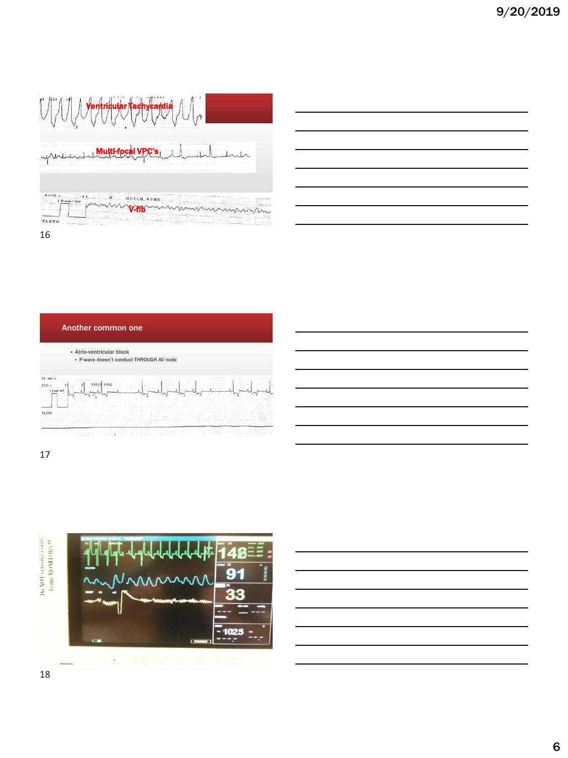Ventricular Tachycardia

Multi-focal VPC's

V-fib

## Another common one

- Atrio-ventricular block
  - P-wave doesn't conduct THROUGH AV node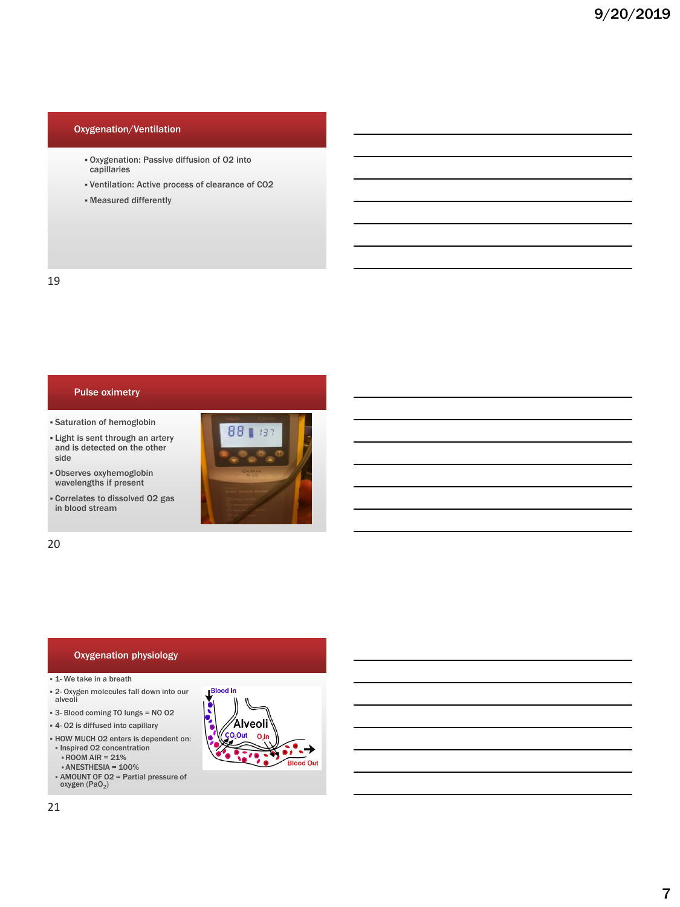## Oxygenation/Ventilation

- Oxygenation: Passive diffusion of O2 into capillaries
- Ventilation: Active process of clearance of CO2
- Measured differently

## Pulse oximetry

- Saturation of hemoglobin
- Light is sent through an artery and is detected on the other side
- Observes oxyhemoglobin wavelengths if present
- Correlates to dissolved O2 gas in blood stream

## Oxygenation physiology

- 1- We take in a breath
- 2- Oxygen molecules fall down into our alveoli
- 3- Blood coming TO lungs = NO O2
- 4- O2 is diffused into capillary
- HOW MUCH O2 enters is dependent on:
  - Inspired O2 concentration
    - ROOM AIR = 21%
    - ANESTHESIA = 100%
  - AMOUNT OF O2 = Partial pressure of oxygen ($PaO_2$)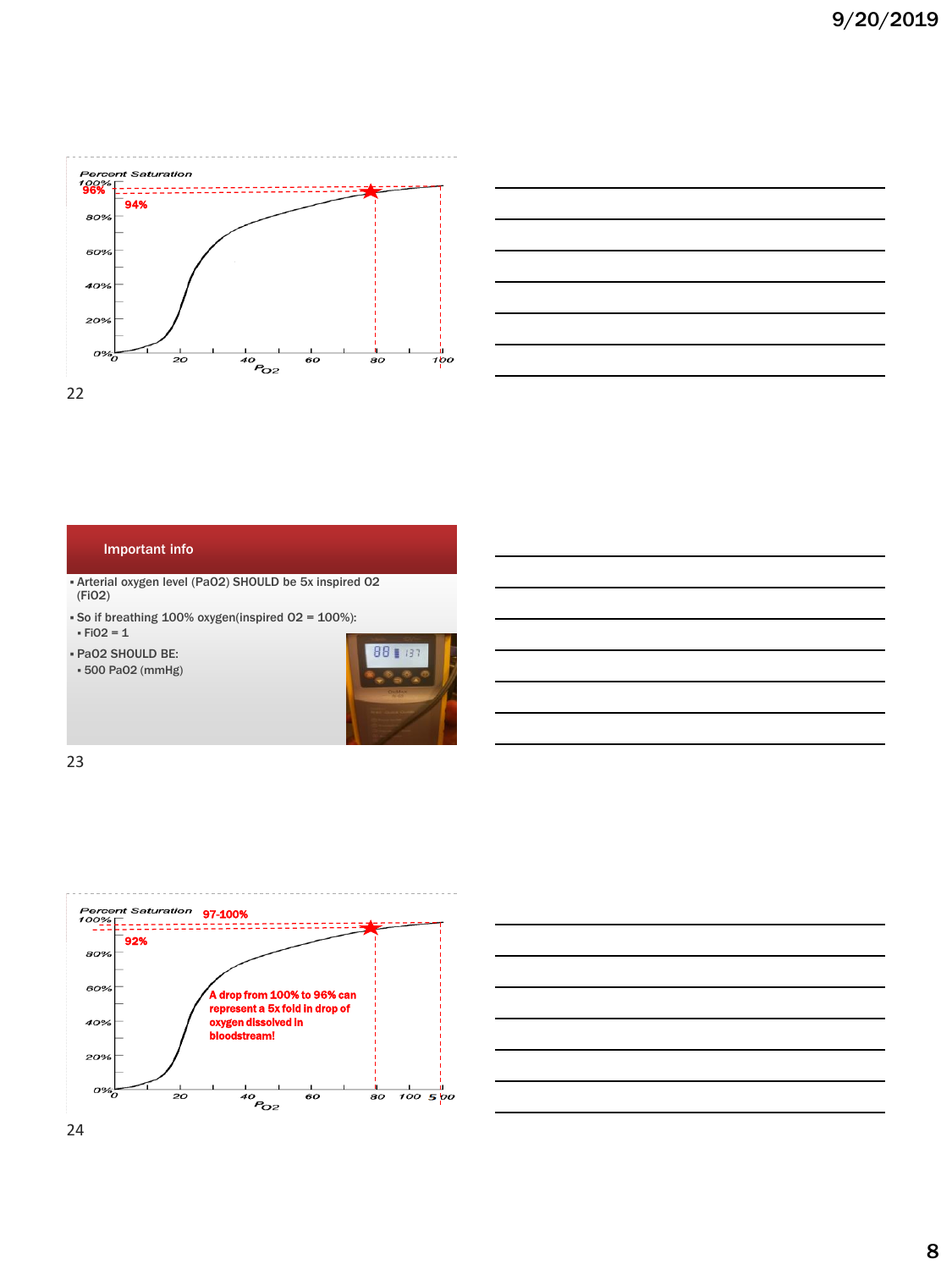Percent Saturation

96%

94%

100%, 80%, 60%, 40%, 20%, 0%

0, 20, 40, 60, 80, 100

$P_{O2}$

## Important info

- Arterial oxygen level (PaO2) SHOULD be 5x inspired O2 (FiO2)
- So if breathing 100% oxygen(inspired O2 = 100%):
  - FiO2 = 1
- PaO2 SHOULD BE:
  - 500 PaO2 (mmHg)

Percent Saturation

97-100%

92%

A drop from 100% to 96% can represent a 5x fold in drop of oxygen dissolved in bloodstream!

100%, 80%, 60%, 40%, 20%, 0%

0, 20, 40, 60, 80, 100, 500

$P_{O2}$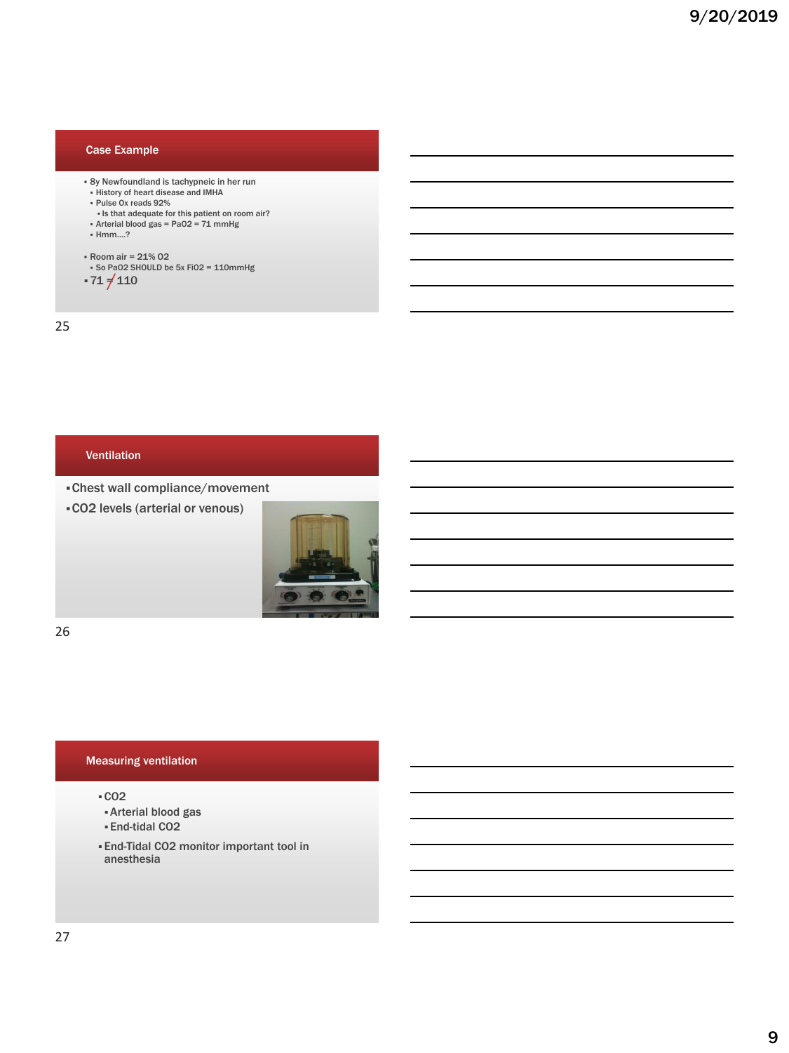## Case Example

- 8y Newfoundland is tachypneic in her run
  - History of heart disease and IMHA
  - Pulse Ox reads 92%
    - Is that adequate for this patient on room air?
  - Arterial blood gas = $PaO_2$ = 71 mmHg
  - Hmm….?
- Room air = 21% $O_2$
  - So $PaO_2$ SHOULD be 5x $FiO_2$ = 110mmHg
- 71 ≠ 110

## Ventilation

- Chest wall compliance/movement
- $CO_2$ levels (arterial or venous)

## Measuring ventilation

- $CO_2$
  - Arterial blood gas
  - End-tidal $CO_2$
- End-Tidal $CO_2$ monitor important tool in anesthesia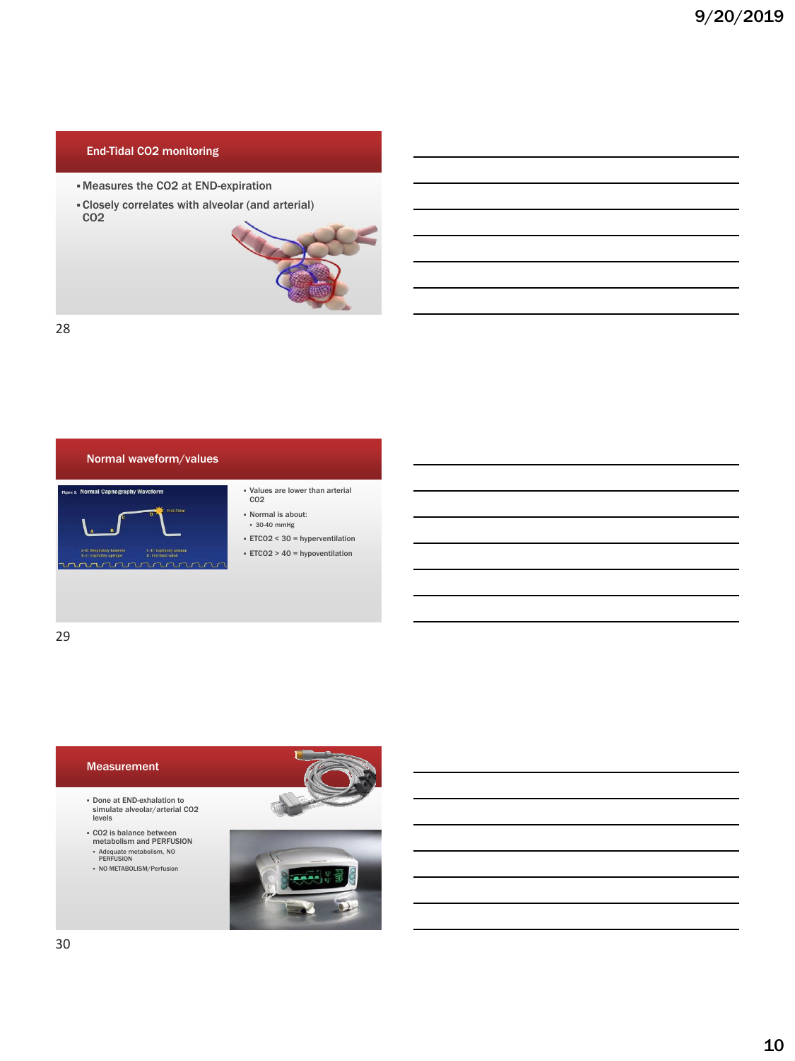## End-Tidal $CO_2$ monitoring

- Measures the $CO_2$ at END-expiration
- Closely correlates with alveolar (and arterial) $CO_2$

## Normal waveform/values

- Values are lower than arterial $CO_2$
- Normal is about:
  - 30-40 mmHg
- $ETCO_2 < 30$ = hyperventilation
- $ETCO_2 > 40$ = hypoventilation

## Measurement

- Done at END-exhalation to simulate alveolar/arterial $CO_2$ levels
- $CO_2$ is balance between metabolism and PERFUSION
  - Adequate metabolism, NO PERFUSION
  - NO METABOLISM/Perfusion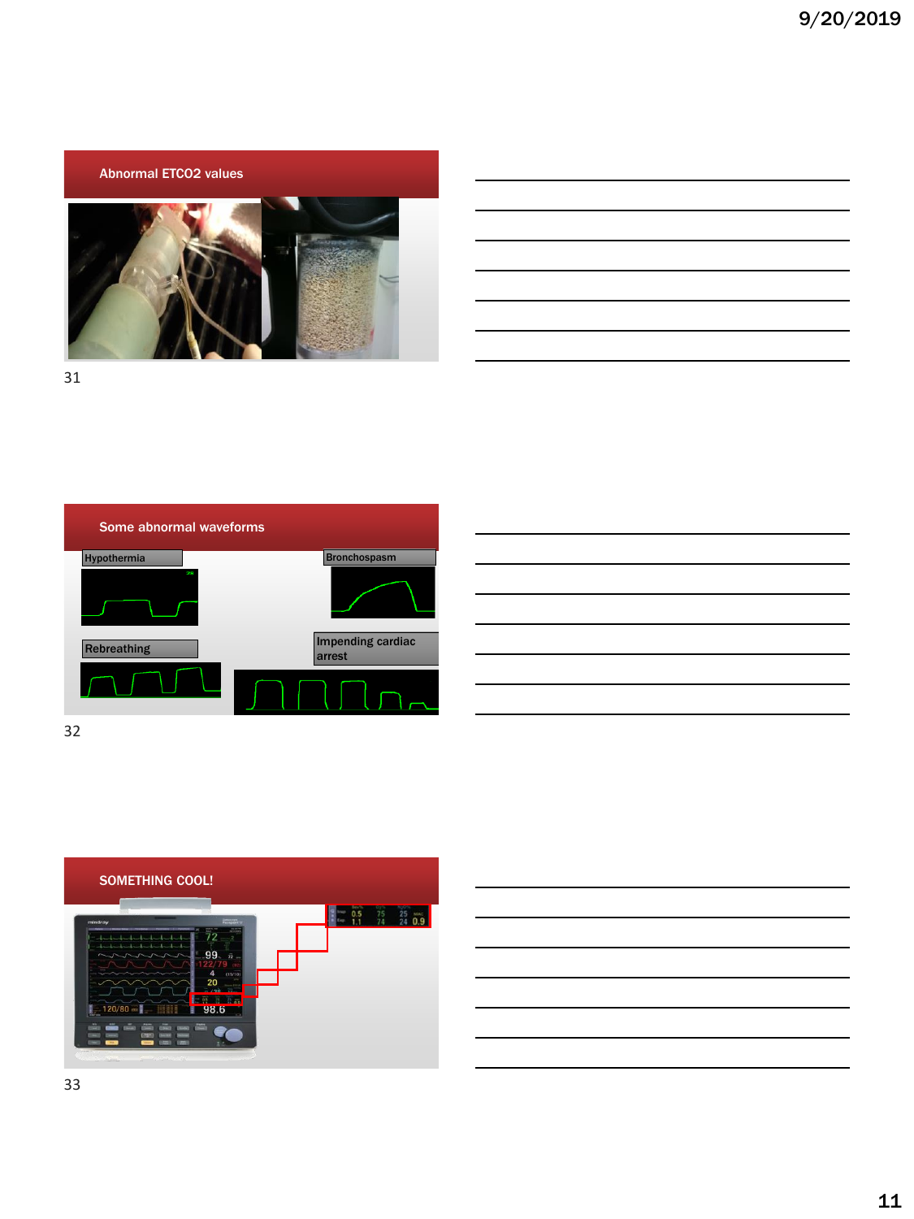## Abnormal ETCO2 values

31

## Some abnormal waveforms

Hypothermia

Bronchospasm

Rebreathing

Impending cardiac arrest

32

## SOMETHING COOL!

33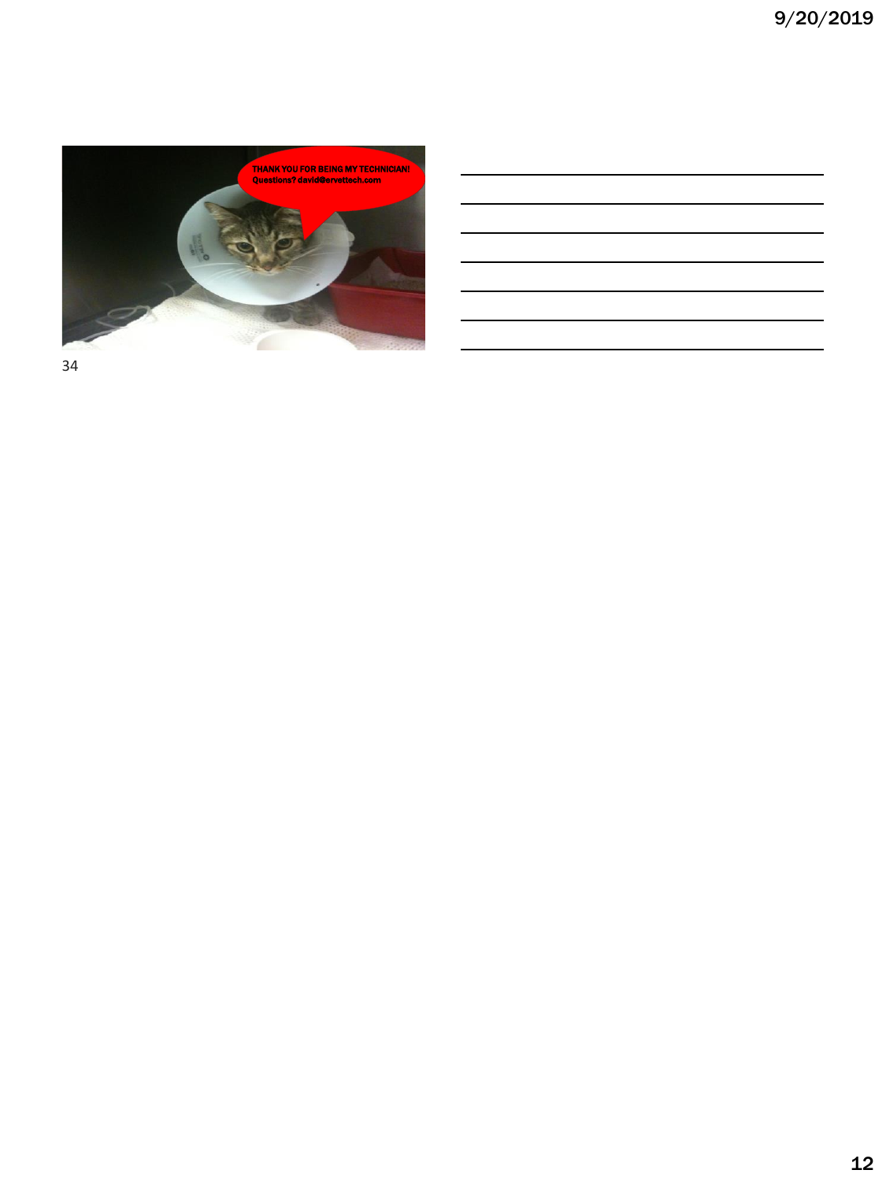THANK YOU FOR BEING MY TECHNICIAN!
Questions? david@ervettech.com